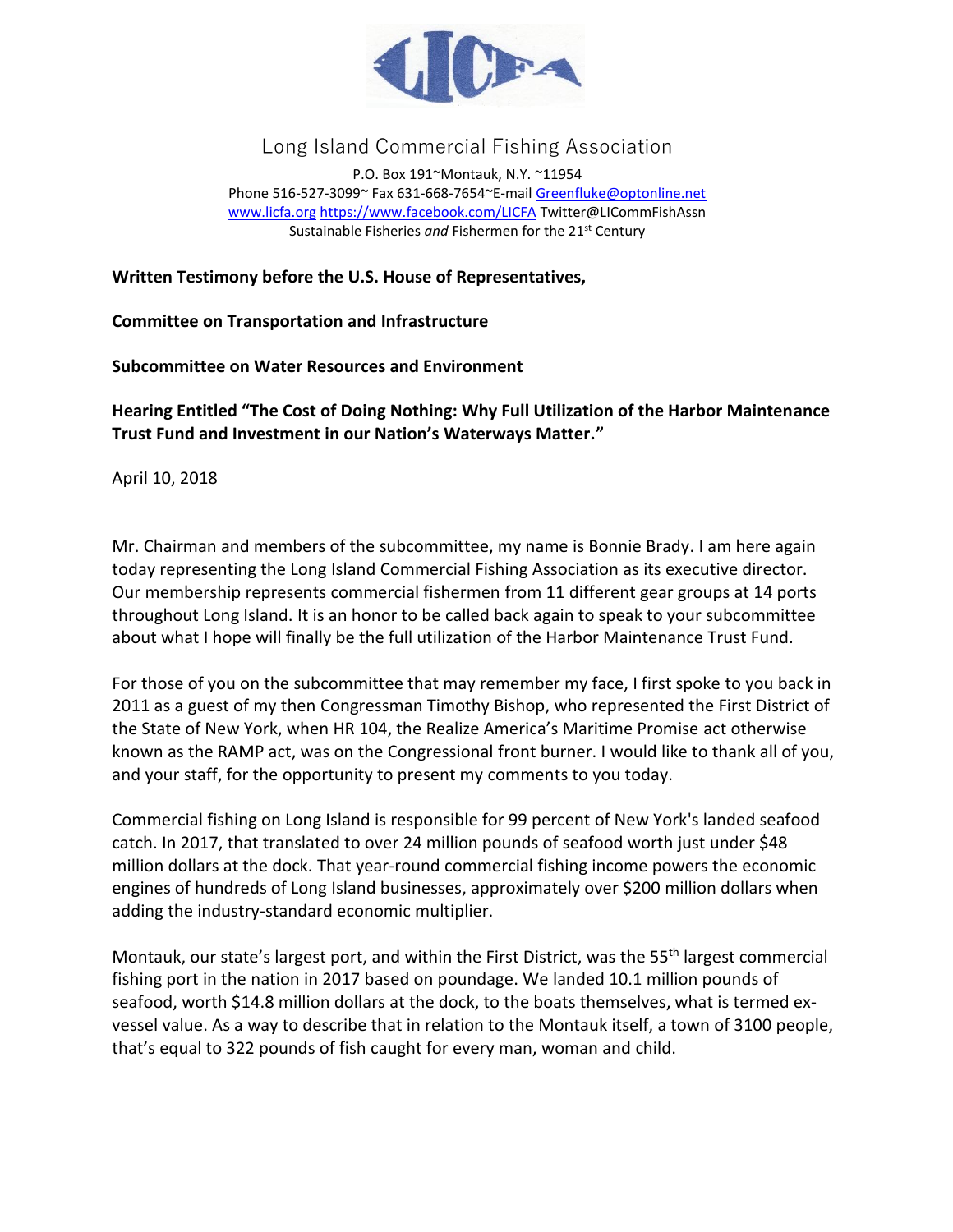# Long Island Commercial Fishing Association

P.O. Box 191~Montauk, N.Y. ~11954
Phone 516-527-3099~ Fax 631-668-7654~E-mail Greenfluke@optonline.net
www.licfa.org https://www.facebook.com/LICFA Twitter@LICommFishAssn
Sustainable Fisheries *and* Fishermen for the 21st Century

**Written Testimony before the U.S. House of Representatives,**

**Committee on Transportation and Infrastructure**

**Subcommittee on Water Resources and Environment**

**Hearing Entitled "The Cost of Doing Nothing: Why Full Utilization of the Harbor Maintenance Trust Fund and Investment in our Nation's Waterways Matter."**

April 10, 2018

Mr. Chairman and members of the subcommittee, my name is Bonnie Brady. I am here again today representing the Long Island Commercial Fishing Association as its executive director. Our membership represents commercial fishermen from 11 different gear groups at 14 ports throughout Long Island. It is an honor to be called back again to speak to your subcommittee about what I hope will finally be the full utilization of the Harbor Maintenance Trust Fund.

For those of you on the subcommittee that may remember my face, I first spoke to you back in 2011 as a guest of my then Congressman Timothy Bishop, who represented the First District of the State of New York, when HR 104, the Realize America's Maritime Promise act otherwise known as the RAMP act, was on the Congressional front burner. I would like to thank all of you, and your staff, for the opportunity to present my comments to you today.

Commercial fishing on Long Island is responsible for 99 percent of New York's landed seafood catch. In 2017, that translated to over 24 million pounds of seafood worth just under $48 million dollars at the dock. That year-round commercial fishing income powers the economic engines of hundreds of Long Island businesses, approximately over $200 million dollars when adding the industry-standard economic multiplier.

Montauk, our state's largest port, and within the First District, was the 55th largest commercial fishing port in the nation in 2017 based on poundage. We landed 10.1 million pounds of seafood, worth $14.8 million dollars at the dock, to the boats themselves, what is termed ex-vessel value. As a way to describe that in relation to the Montauk itself, a town of 3100 people, that's equal to 322 pounds of fish caught for every man, woman and child.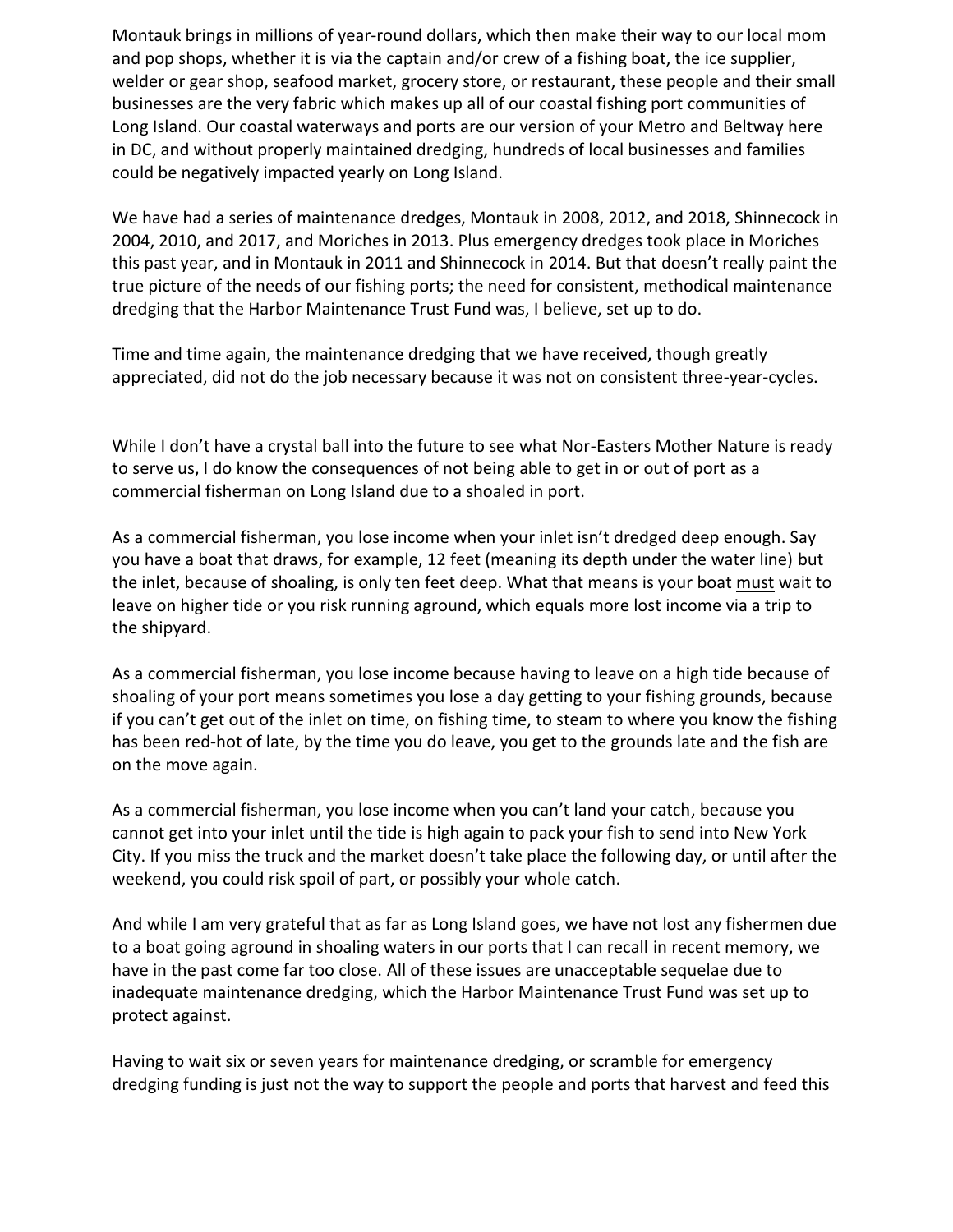Montauk brings in millions of year-round dollars, which then make their way to our local mom and pop shops, whether it is via the captain and/or crew of a fishing boat, the ice supplier, welder or gear shop, seafood market, grocery store, or restaurant, these people and their small businesses are the very fabric which makes up all of our coastal fishing port communities of Long Island. Our coastal waterways and ports are our version of your Metro and Beltway here in DC, and without properly maintained dredging, hundreds of local businesses and families could be negatively impacted yearly on Long Island.

We have had a series of maintenance dredges, Montauk in 2008, 2012, and 2018, Shinnecock in 2004, 2010, and 2017, and Moriches in 2013. Plus emergency dredges took place in Moriches this past year, and in Montauk in 2011 and Shinnecock in 2014. But that doesn't really paint the true picture of the needs of our fishing ports; the need for consistent, methodical maintenance dredging that the Harbor Maintenance Trust Fund was, I believe, set up to do.

Time and time again, the maintenance dredging that we have received, though greatly appreciated, did not do the job necessary because it was not on consistent three-year-cycles.

While I don't have a crystal ball into the future to see what Nor-Easters Mother Nature is ready to serve us, I do know the consequences of not being able to get in or out of port as a commercial fisherman on Long Island due to a shoaled in port.

As a commercial fisherman, you lose income when your inlet isn't dredged deep enough. Say you have a boat that draws, for example, 12 feet (meaning its depth under the water line) but the inlet, because of shoaling, is only ten feet deep. What that means is your boat <u>must</u> wait to leave on higher tide or you risk running aground, which equals more lost income via a trip to the shipyard.

As a commercial fisherman, you lose income because having to leave on a high tide because of shoaling of your port means sometimes you lose a day getting to your fishing grounds, because if you can't get out of the inlet on time, on fishing time, to steam to where you know the fishing has been red-hot of late, by the time you do leave, you get to the grounds late and the fish are on the move again.

As a commercial fisherman, you lose income when you can't land your catch, because you cannot get into your inlet until the tide is high again to pack your fish to send into New York City. If you miss the truck and the market doesn't take place the following day, or until after the weekend, you could risk spoil of part, or possibly your whole catch.

And while I am very grateful that as far as Long Island goes, we have not lost any fishermen due to a boat going aground in shoaling waters in our ports that I can recall in recent memory, we have in the past come far too close. All of these issues are unacceptable sequelae due to inadequate maintenance dredging, which the Harbor Maintenance Trust Fund was set up to protect against.

Having to wait six or seven years for maintenance dredging, or scramble for emergency dredging funding is just not the way to support the people and ports that harvest and feed this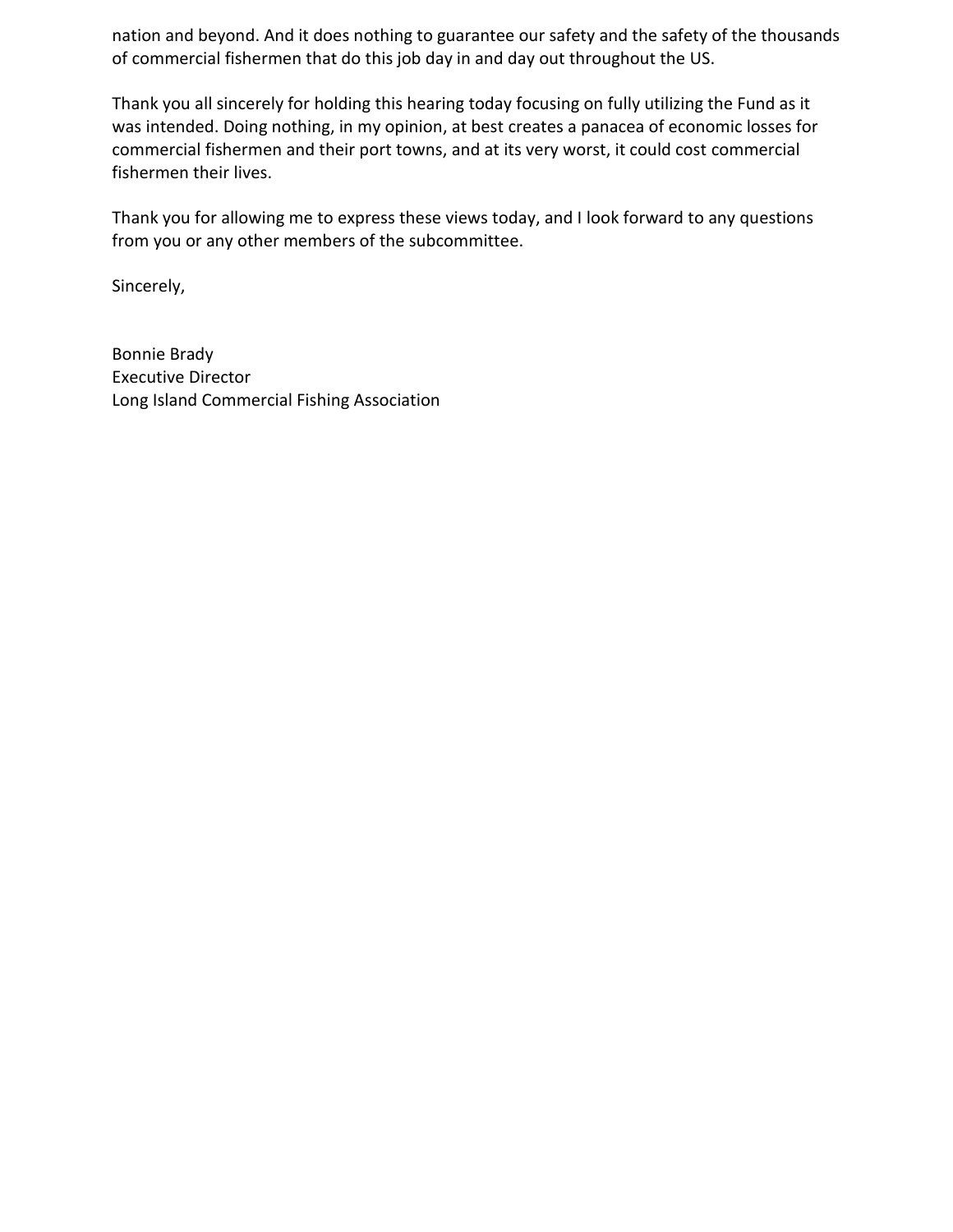nation and beyond. And it does nothing to guarantee our safety and the safety of the thousands of commercial fishermen that do this job day in and day out throughout the US.

Thank you all sincerely for holding this hearing today focusing on fully utilizing the Fund as it was intended. Doing nothing, in my opinion, at best creates a panacea of economic losses for commercial fishermen and their port towns, and at its very worst, it could cost commercial fishermen their lives.

Thank you for allowing me to express these views today, and I look forward to any questions from you or any other members of the subcommittee.

Sincerely,

Bonnie Brady
Executive Director
Long Island Commercial Fishing Association